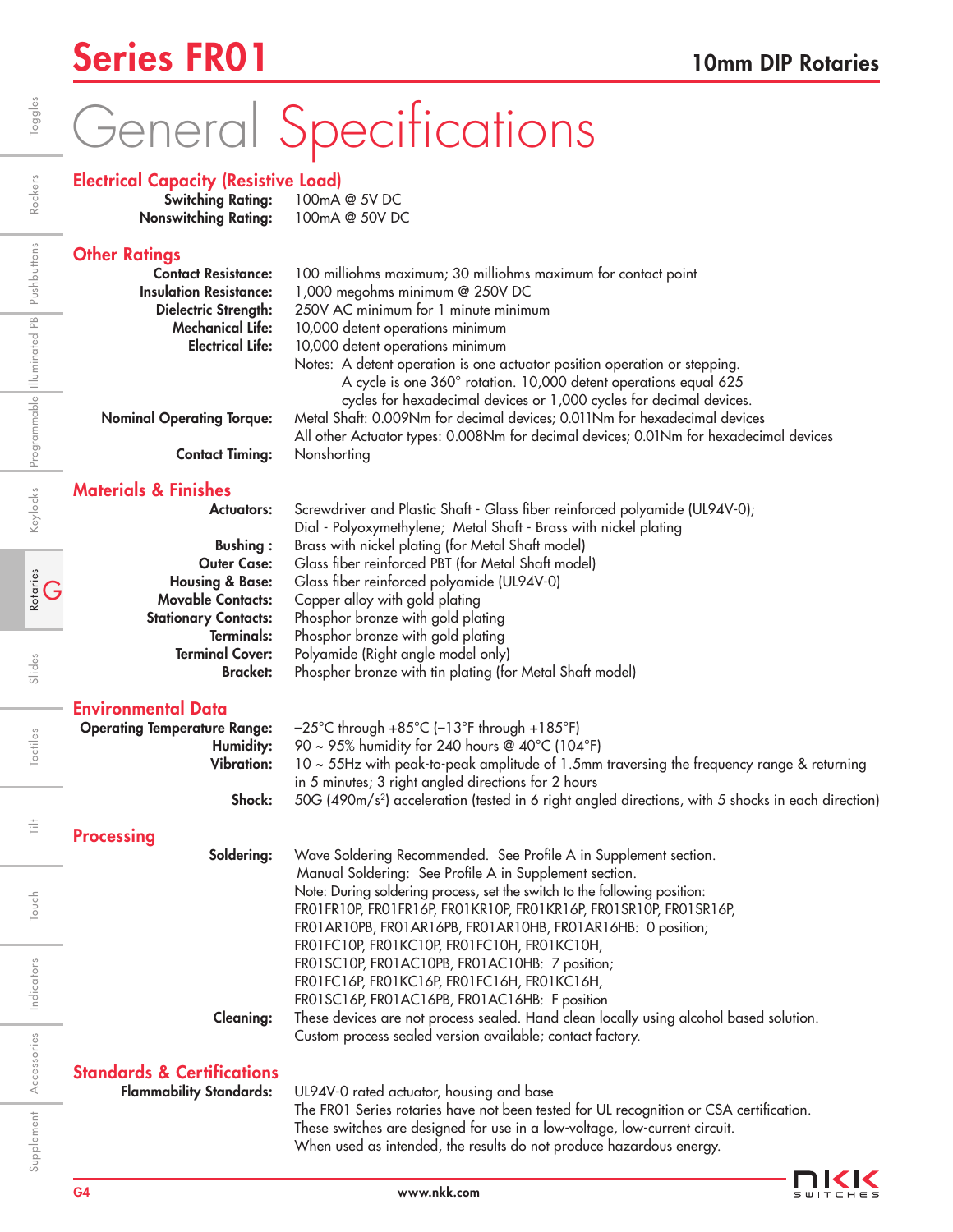# Series FR01

## 10mm DIP Rotaries

# General Specifications

### Electrical Capacity (Resistive Load)

**Switching Rating:** 100mA @ 5V DC
**Nonswitching Rating:** 100mA @ 50V DC

### Other Ratings

**Contact Resistance:** 100 milliohms maximum; 30 milliohms maximum for contact point
**Insulation Resistance:** 1,000 megohms minimum @ 250V DC
**Dielectric Strength:** 250V AC minimum for 1 minute minimum
**Mechanical Life:** 10,000 detent operations minimum
**Electrical Life:** 10,000 detent operations minimum

Notes: A detent operation is one actuator position operation or stepping. A cycle is one 360° rotation. 10,000 detent operations equal 625 cycles for hexadecimal devices or 1,000 cycles for decimal devices.

**Nominal Operating Torque:** Metal Shaft: 0.009Nm for decimal devices; 0.011Nm for hexadecimal devices
All other Actuator types: 0.008Nm for decimal devices; 0.01Nm for hexadecimal devices
**Contact Timing:** Nonshorting

### Materials & Finishes

**Actuators:** Screwdriver and Plastic Shaft - Glass fiber reinforced polyamide (UL94V-0); Dial - Polyoxymethylene; Metal Shaft - Brass with nickel plating
**Bushing :** Brass with nickel plating (for Metal Shaft model)
**Outer Case:** Glass fiber reinforced PBT (for Metal Shaft model)
**Housing & Base:** Glass fiber reinforced polyamide (UL94V-0)
**Movable Contacts:** Copper alloy with gold plating
**Stationary Contacts:** Phosphor bronze with gold plating
**Terminals:** Phosphor bronze with gold plating
**Terminal Cover:** Polyamide (Right angle model only)
**Bracket:** Phospher bronze with tin plating (for Metal Shaft model)

### Environmental Data

**Operating Temperature Range:** –25°C through +85°C (–13°F through +185°F)
**Humidity:** 90 ~ 95% humidity for 240 hours @ 40°C (104°F)
**Vibration:** 10 ~ 55Hz with peak-to-peak amplitude of 1.5mm traversing the frequency range & returning in 5 minutes; 3 right angled directions for 2 hours
**Shock:** 50G (490m/s$^2$) acceleration (tested in 6 right angled directions, with 5 shocks in each direction)

### Processing

**Soldering:** Wave Soldering Recommended. See Profile A in Supplement section.
Manual Soldering: See Profile A in Supplement section.
Note: During soldering process, set the switch to the following position:
FR01FR10P, FR01FR16P, FR01KR10P, FR01KR16P, FR01SR10P, FR01SR16P, FR01AR10PB, FR01AR16PB, FR01AR10HB, FR01AR16HB: 0 position;
FR01FC10P, FR01KC10P, FR01FC10H, FR01KC10H, FR01SC10P, FR01AC10PB, FR01AC10HB: 7 position;
FR01FC16P, FR01KC16P, FR01FC16H, FR01KC16H, FR01SC16P, FR01AC16PB, FR01AC16HB: F position

**Cleaning:** These devices are not process sealed. Hand clean locally using alcohol based solution. Custom process sealed version available; contact factory.

### Standards & Certifications

**Flammability Standards:** UL94V-0 rated actuator, housing and base
The FR01 Series rotaries have not been tested for UL recognition or CSA certification.
These switches are designed for use in a low-voltage, low-current circuit.
When used as intended, the results do not produce hazardous energy.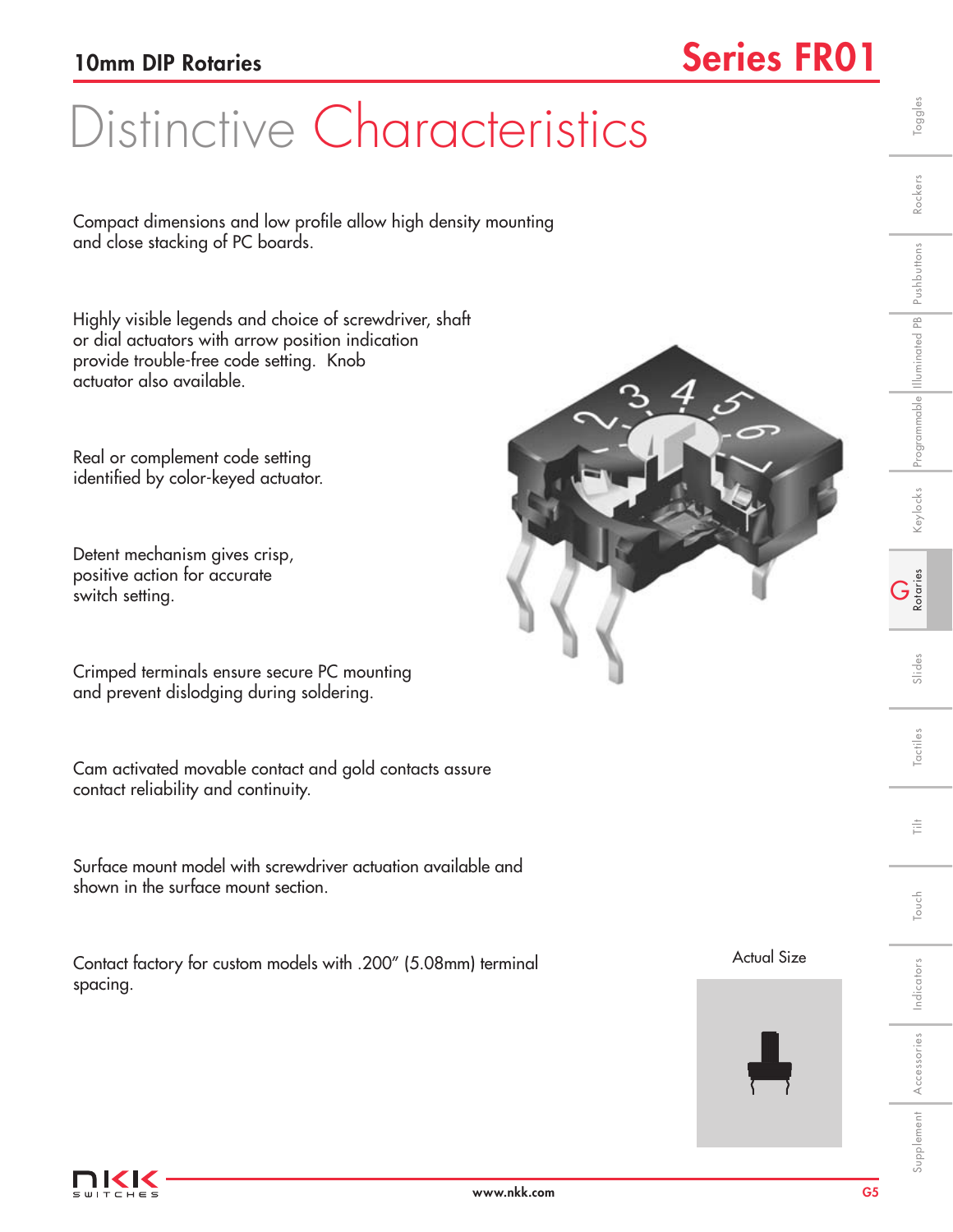# Distinctive Characteristics

Compact dimensions and low profile allow high density mounting and close stacking of PC boards.

Highly visible legends and choice of screwdriver, shaft or dial actuators with arrow position indication provide trouble-free code setting. Knob actuator also available.

Real or complement code setting identified by color-keyed actuator.

Detent mechanism gives crisp, positive action for accurate switch setting.

Crimped terminals ensure secure PC mounting and prevent dislodging during soldering.

Cam activated movable contact and gold contacts assure contact reliability and continuity.

Surface mount model with screwdriver actuation available and shown in the surface mount section.

Contact factory for custom models with .200″ (5.08mm) terminal spacing.

Actual Size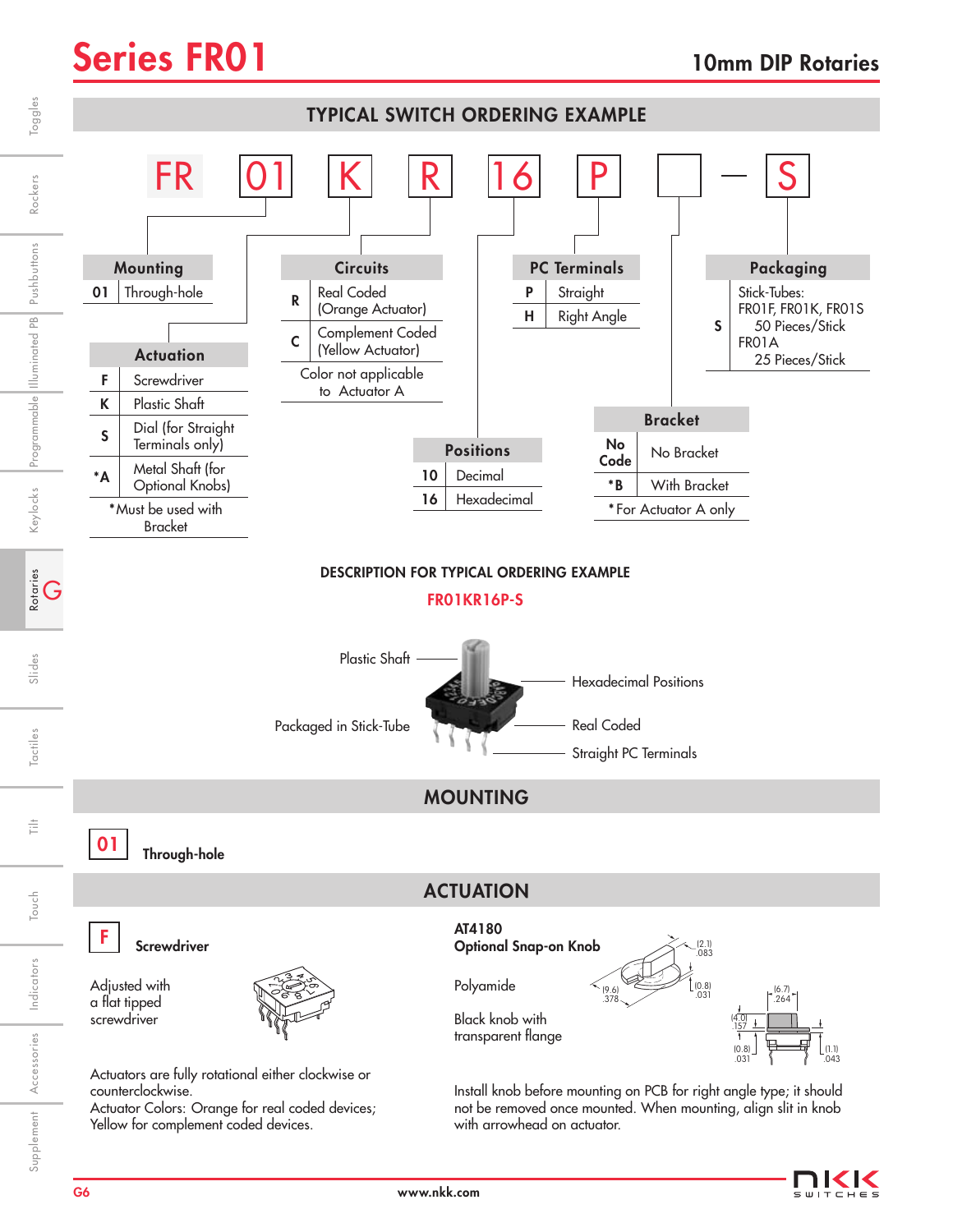# Series FR01

## 10mm DIP Rotaries

## TYPICAL SWITCH ORDERING EXAMPLE

FR | 01 | K | R | 16 | P | ___ — S

**Mounting**

| | |
|---|---|
| 01 | Through-hole |

**Actuation**

| | |
|---|---|
| F | Screwdriver |
| K | Plastic Shaft |
| S | Dial (for Straight Terminals only) |
| *A | Metal Shaft (for Optional Knobs) |

*Must be used with Bracket

**Circuits**

| | |
|---|---|
| R | Real Coded (Orange Actuator) |
| C | Complement Coded (Yellow Actuator) |

Color not applicable to Actuator A

**Positions**

| | |
|---|---|
| 10 | Decimal |
| 16 | Hexadecimal |

**PC Terminals**

| | |
|---|---|
| P | Straight |
| H | Right Angle |

**Bracket**

| | |
|---|---|
| No Code | No Bracket |
| *B | With Bracket |

*For Actuator A only

**Packaging**

| | |
|---|---|
| S | Stick-Tubes: FR01F, FR01K, FR01S 50 Pieces/Stick FR01A 25 Pieces/Stick |

### DESCRIPTION FOR TYPICAL ORDERING EXAMPLE

**FR01KR16P-S**

- Plastic Shaft
- Hexadecimal Positions
- Packaged in Stick-Tube
- Real Coded
- Straight PC Terminals

## MOUNTING

**01** Through-hole

## ACTUATION

**F** Screwdriver

Adjusted with a flat tipped screwdriver

Actuators are fully rotational either clockwise or counterclockwise.
Actuator Colors: Orange for real coded devices; Yellow for complement coded devices.

**AT4180**
**Optional Snap-on Knob**

Polyamide

Black knob with transparent flange

(2.1) .083 (9.6) .378 (0.8) .031 (6.7) .264 (4.0) .157 (0.8) .031 (1.1) .043

Install knob before mounting on PCB for right angle type; it should not be removed once mounted. When mounting, align slit in knob with arrowhead on actuator.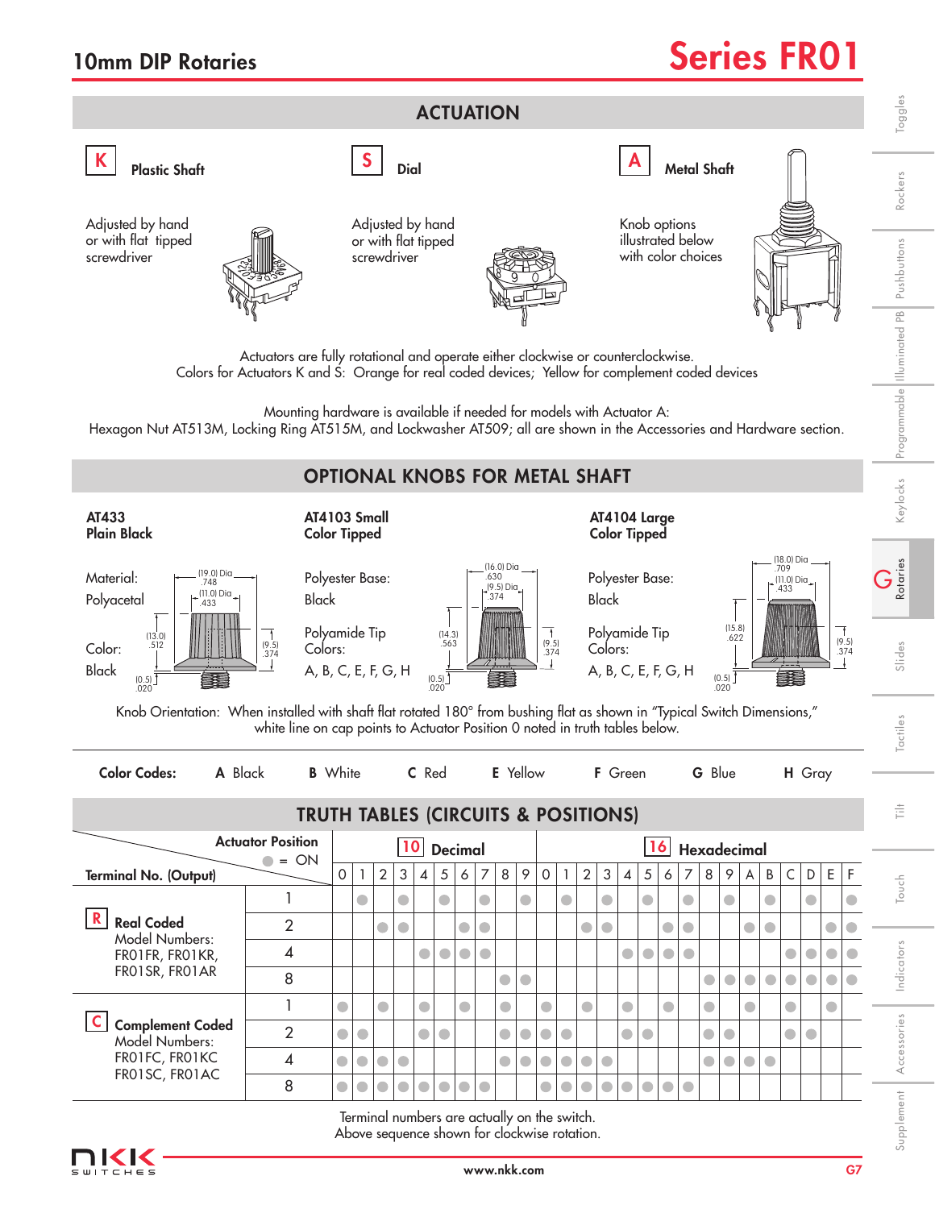# 10mm DIP Rotaries

# Series FR01

## ACTUATION

**K** **Plastic Shaft**

Adjusted by hand or with flat tipped screwdriver

**S** **Dial**

Adjusted by hand or with flat tipped screwdriver

**A** **Metal Shaft**

Knob options illustrated below with color choices

Actuators are fully rotational and operate either clockwise or counterclockwise.
Colors for Actuators K and S: Orange for real coded devices; Yellow for complement coded devices

Mounting hardware is available if needed for models with Actuator A:
Hexagon Nut AT513M, Locking Ring AT515M, and Lockwasher AT509; all are shown in the Accessories and Hardware section.

## OPTIONAL KNOBS FOR METAL SHAFT

**AT433**
**Plain Black**

Material: Polyacetal

Color: Black

(19.0) Dia .748; (11.0) Dia .433; (13.0) .512; (9.5) .374; (0.5) .020

**AT4103 Small**
**Color Tipped**

Polyester Base: Black

Polyamide Tip Colors: A, B, C, E, F, G, H

(16.0) Dia .630; (9.5) Dia .374; (14.3) .563; (9.5) .374; (0.5) .020

**AT4104 Large**
**Color Tipped**

Polyester Base: Black

Polyamide Tip Colors: A, B, C, E, F, G, H

(18.0) Dia .709; (11.0) Dia .433; (15.8) .622; (9.5) .374; (0.5) .020

Knob Orientation: When installed with shaft flat rotated 180° from bushing flat as shown in "Typical Switch Dimensions," white line on cap points to Actuator Position 0 noted in truth tables below.

**Color Codes:** **A** Black **B** White **C** Red **E** Yellow **F** Green **G** Blue **H** Gray

## TRUTH TABLES (CIRCUITS & POSITIONS)

Actuator Position: ● = ON

| Terminal No. (Output) | | **10** Decimal 0 | 1 | 2 | 3 | 4 | 5 | 6 | 7 | 8 | 9 | **16** Hexadecimal 0 | 1 | 2 | 3 | 4 | 5 | 6 | 7 | 8 | 9 | A | B | C | D | E | F |
|---|---|---|---|---|---|---|---|---|---|---|---|---|---|---|---|---|---|---|---|---|---|---|---|---|---|---|---|
| **R** **Real Coded** Model Numbers: FR01FR, FR01KR, FR01SR, FR01AR | 1 | | ● | | ● | | ● | | ● | | ● | | ● | | ● | | ● | | ● | | ● | | ● | | ● | | ● |
| | 2 | | | ● | ● | | | ● | ● | | | | | ● | ● | | | ● | ● | | | ● | ● | | | ● | ● |
| | 4 | | | | | ● | ● | ● | ● | | | | | | | ● | ● | ● | ● | | | | | ● | ● | ● | ● |
| | 8 | | | | | | | | | ● | ● | | | | | | | | | ● | ● | ● | ● | ● | ● | ● | ● |
| **C** **Complement Coded** Model Numbers: FR01FC, FR01KC FR01SC, FR01AC | 1 | ● | | ● | | ● | | ● | | ● | | ● | | ● | | ● | | ● | | ● | | ● | | ● | | ● | |
| | 2 | ● | ● | | | ● | ● | | | ● | ● | ● | ● | | | ● | ● | | | ● | ● | | | ● | ● | | |
| | 4 | ● | ● | ● | ● | | | | | ● | ● | ● | ● | ● | ● | | | | | ● | ● | ● | ● | | | | |
| | 8 | ● | ● | ● | ● | ● | ● | ● | ● | | | ● | ● | ● | ● | ● | ● | ● | ● | | | | | | | | |

Terminal numbers are actually on the switch.
Above sequence shown for clockwise rotation.

www.nkk.com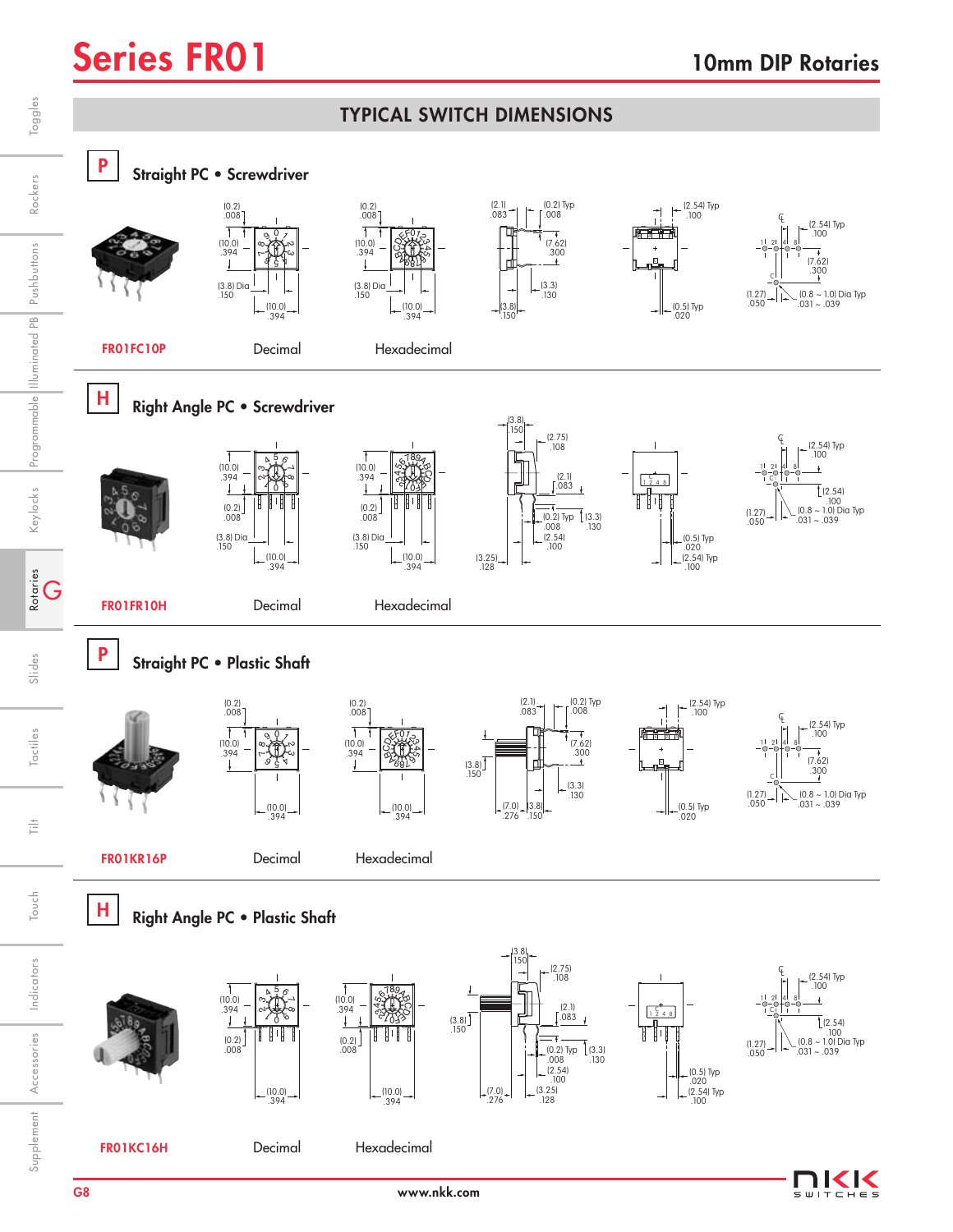## TYPICAL SWITCH DIMENSIONS

### P Straight PC • Screwdriver

(0.2) .008
(10.0) .394
(3.8) Dia .150
(10.0) .394
(2.1) .083
(0.2) Typ .008
(7.62) .300
(3.3) .130
(3.8) .150
(2.54) Typ .100
(0.5) Typ .020
(2.54) Typ .100
(7.62) .300
(1.27) .050
(0.8 ~ 1.0) Dia Typ .031 ~ .039

FR01FC10P — Decimal — Hexadecimal

### H Right Angle PC • Screwdriver

(10.0) .394
(0.2) .008
(3.8) Dia .150
(10.0) .394
(3.8) .150
(2.75) .108
(2.1) .083
(0.2) Typ .008
(3.3) .130
(2.54) .100
(3.25) .128
(0.5) Typ .020
(2.54) Typ .100
(2.54) Typ .100
(2.54) .100
(1.27) .050
(0.8 ~ 1.0) Dia Typ .031 ~ .039

FR01FR10H — Decimal — Hexadecimal

### P Straight PC • Plastic Shaft

(0.2) .008
(10.0) .394
(10.0) .394
(2.1) .083
(0.2) Typ .008
(7.62) .300
(3.8) .150
(3.3) .130
(7.0) .276
(3.8) .150
(2.54) Typ .100
(0.5) Typ .020
(2.54) Typ .100
(7.62) .300
(1.27) .050
(0.8 ~ 1.0) Dia Typ .031 ~ .039

FR01KR16P — Decimal — Hexadecimal

### H Right Angle PC • Plastic Shaft

(10.0) .394
(0.2) .008
(10.0) .394
(3.8) .150
(2.75) .108
(2.1) .083
(3.8) .150
(0.2) Typ .008
(3.3) .130
(2.54) .100
(7.0) .276
(3.25) .128
(0.5) Typ .020
(2.54) Typ .100
(2.54) Typ .100
(2.54) .100
(1.27) .050
(0.8 ~ 1.0) Dia Typ .031 ~ .039

FR01KC16H — Decimal — Hexadecimal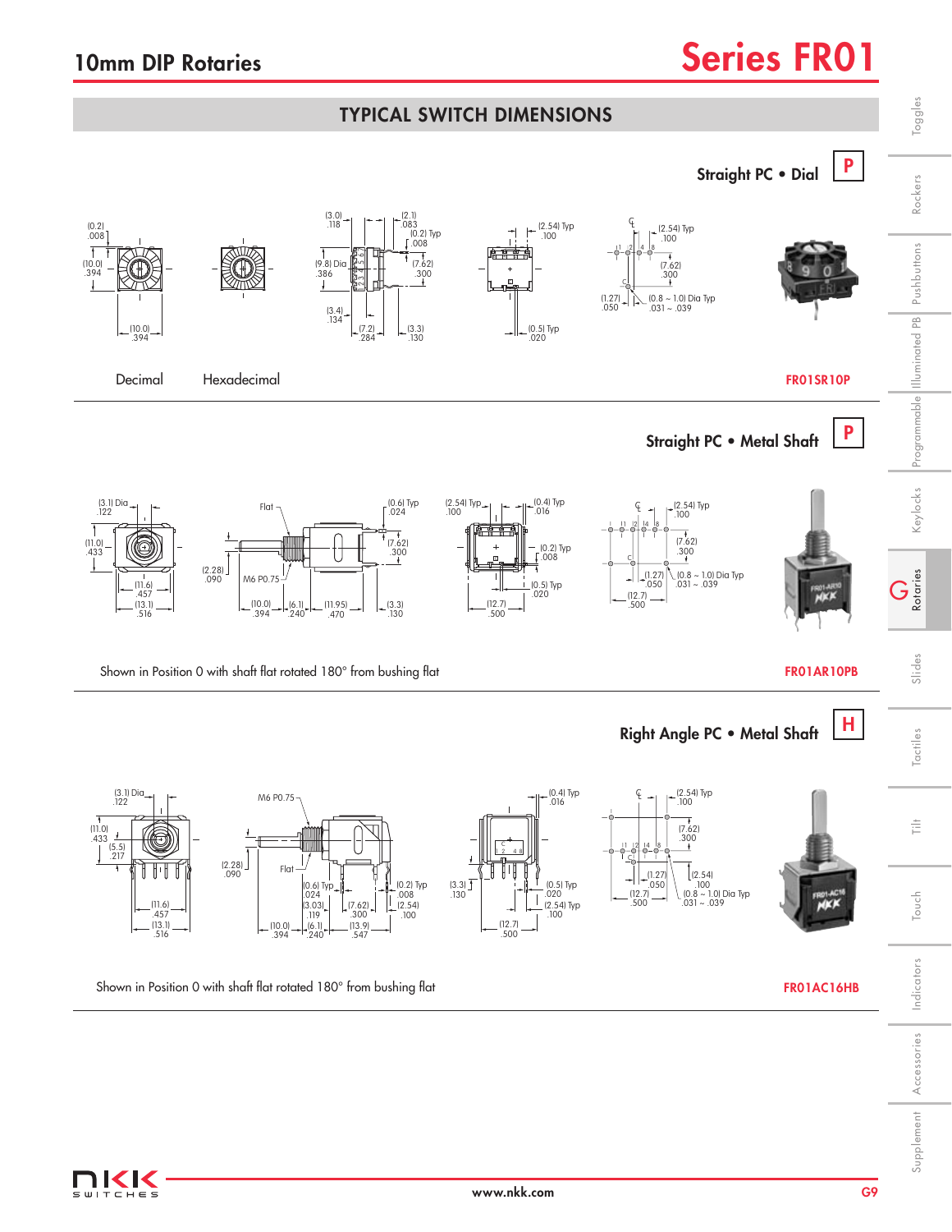# 10mm DIP Rotaries

# Series FR01

## TYPICAL SWITCH DIMENSIONS

### Straight PC • Dial **P**

(0.2) .008

(10.0) .394

(10.0) .394

(3.0) .118

(2.1) .083

(0.2) Typ .008

(9.8) Dia .386

(7.62) .300

(3.4) .134

(7.2) .284

(3.3) .130

(2.54) Typ .100

(0.5) Typ .020

(2.54) Typ .100

(7.62) .300

(1.27) .050

(0.8 ~ 1.0) Dia Typ .031 ~ .039

Decimal

Hexadecimal

**FR01SR10P**

### Straight PC • Metal Shaft **P**

(3.1) Dia .122

(11.0) .433

(11.6) .457

(13.1) .516

Flat

(2.28) .090

M6 P0.75

(10.0) .394

(6.1) .240

(11.95) .470

(3.3) .130

(0.6) Typ .024

(7.62) .300

(2.54) Typ .100

(0.4) Typ .016

(0.2) Typ .008

(0.5) Typ .020

(12.7) .500

(2.54) Typ .100

(7.62) .300

(1.27) .050

(0.8 ~ 1.0) Dia Typ .031 ~ .039

(12.7) .500

Shown in Position 0 with shaft flat rotated 180° from bushing flat

**FR01AR10PB**

### Right Angle PC • Metal Shaft **H**

(3.1) Dia .122

(11.0) .433

(5.5) .217

(11.6) .457

(13.1) .516

M6 P0.75

(2.28) .090

Flat

(0.6) Typ .024

(3.03) .119

(10.0) .394

(6.1) .240

(7.62) .300

(13.9) .547

(0.2) Typ .008

(2.54) .100

(0.4) Typ .016

(3.3) .130

(0.5) Typ .020

(2.54) Typ .100

(12.7) .500

(2.54) Typ .100

(7.62) .300

(1.27) .050

(12.7) .500

(2.54) .100

(0.8 ~ 1.0) Dia Typ .031 ~ .039

Shown in Position 0 with shaft flat rotated 180° from bushing flat

**FR01AC16HB**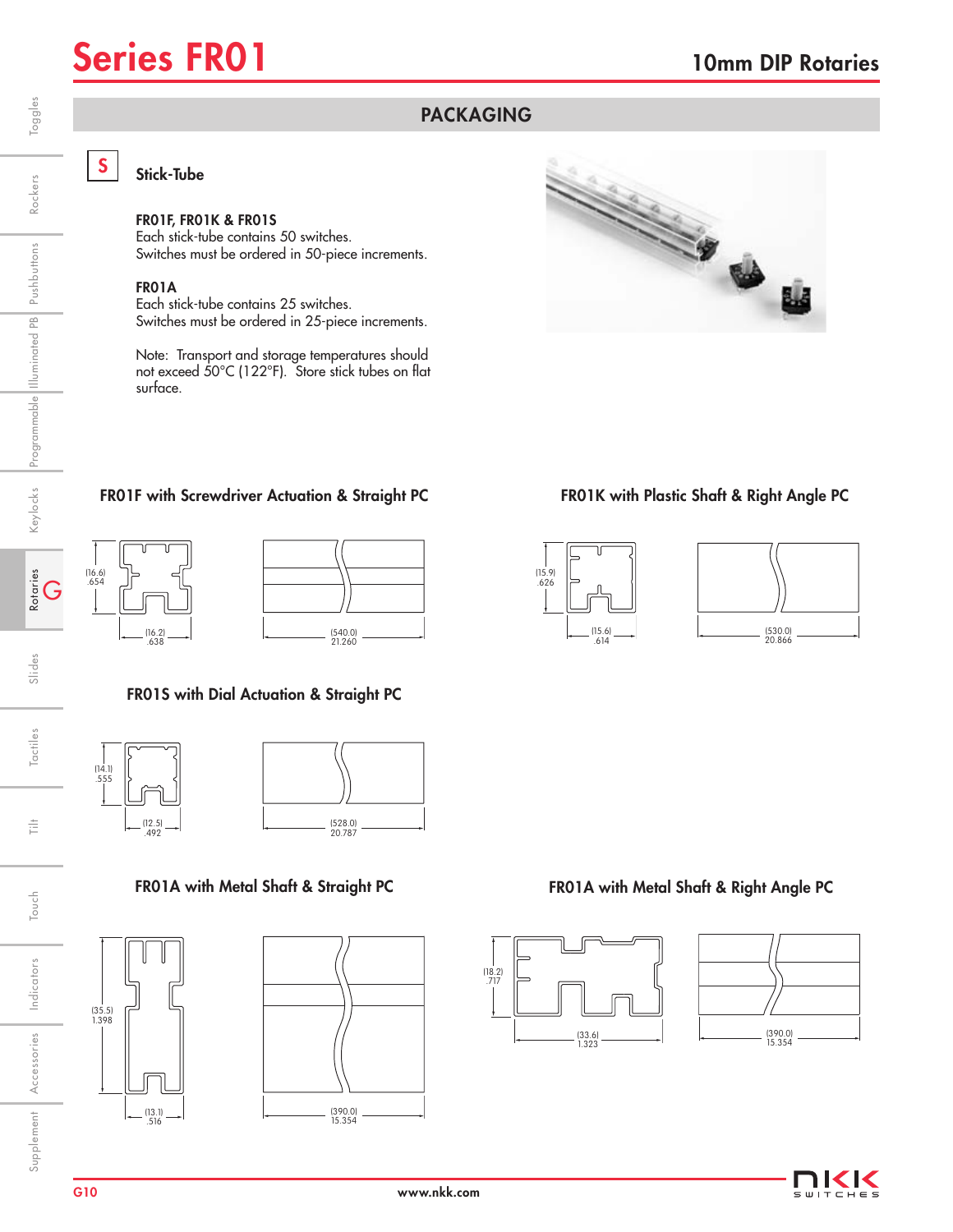# Series FR01

## 10mm DIP Rotaries

## PACKAGING

**S**

### Stick-Tube

**FR01F, FR01K & FR01S**
Each stick-tube contains 50 switches.
Switches must be ordered in 50-piece increments.

**FR01A**
Each stick-tube contains 25 switches.
Switches must be ordered in 25-piece increments.

Note: Transport and storage temperatures should not exceed 50°C (122°F). Store stick tubes on flat surface.

### FR01F with Screwdriver Actuation & Straight PC

(16.6) .654

(16.2) .638

(540.0) 21.260

### FR01K with Plastic Shaft & Right Angle PC

(15.9) .626

(15.6) .614

(530.0) 20.866

### FR01S with Dial Actuation & Straight PC

(14.1) .555

(12.5) .492

(528.0) 20.787

### FR01A with Metal Shaft & Straight PC

(35.5) 1.398

(13.1) .516

(390.0) 15.354

### FR01A with Metal Shaft & Right Angle PC

(18.2) .717

(33.6) 1.323

(390.0) 15.354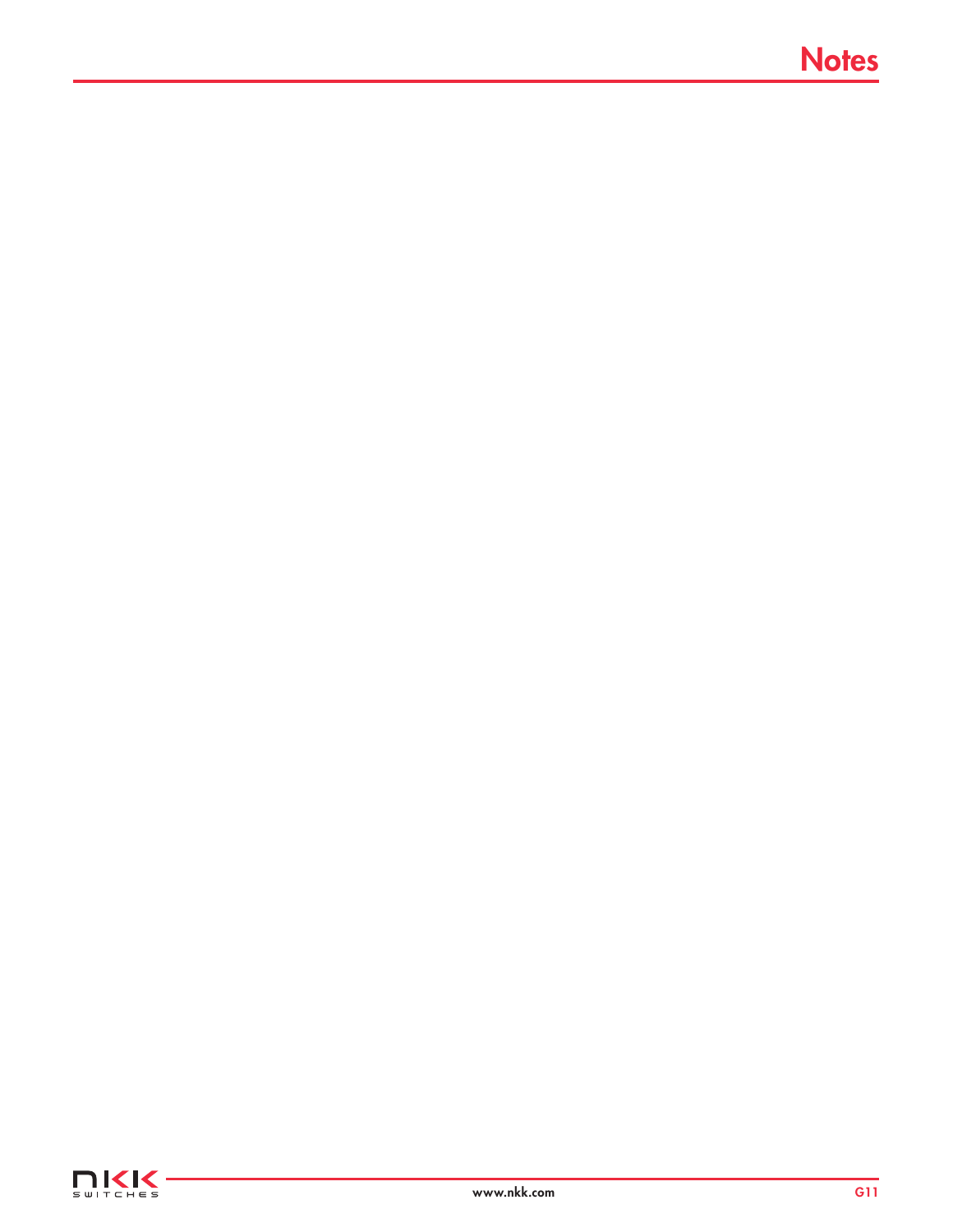# Notes